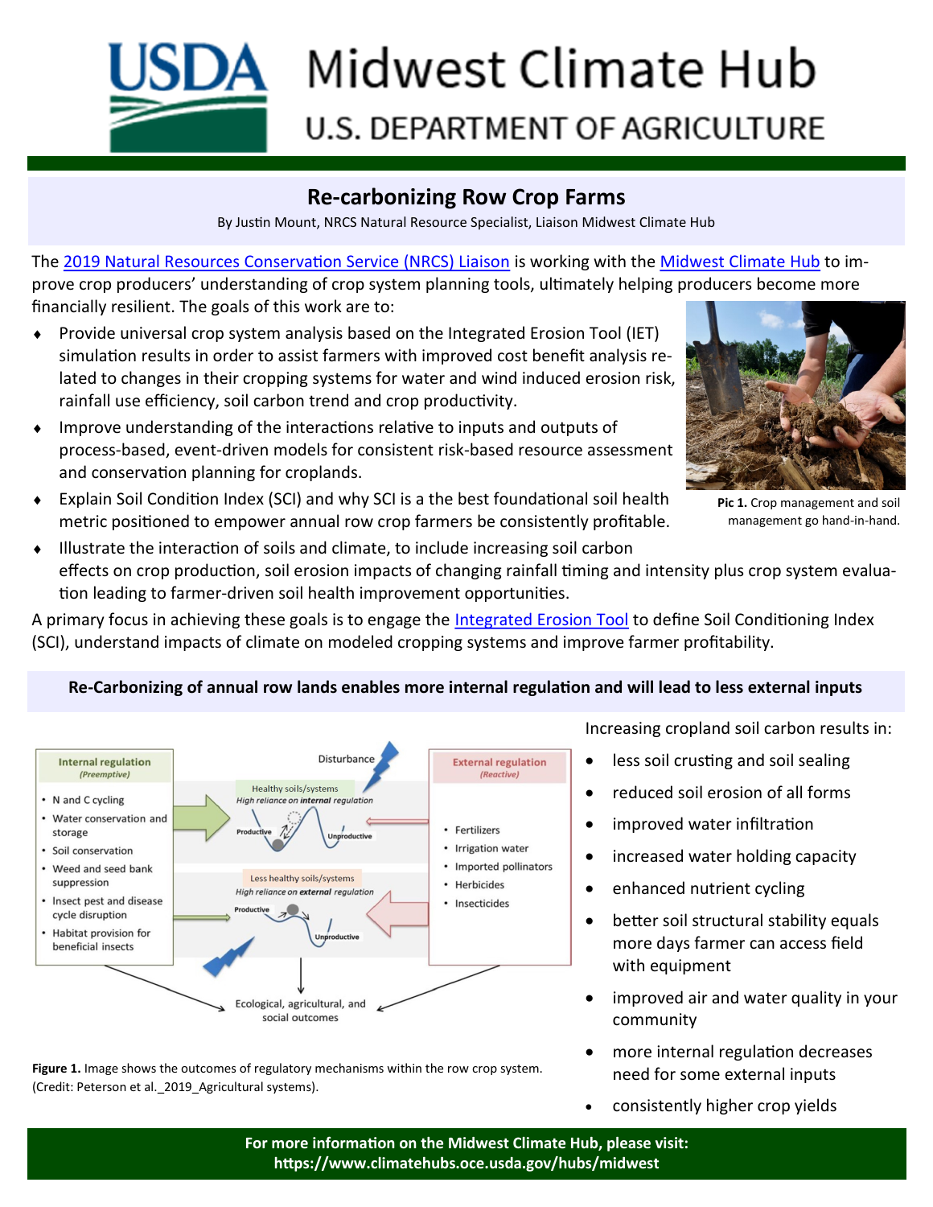# Re-carbonizing Row Crop Farms

By Justin Mount, NRCS Natural Resource Specialist, Liaison Midwest Climate Hub

The 2019 Natural Resources Conservation Service (NRCS) Liaison is working with the Midwest Climate Hub to improve crop producers' understanding of crop system planning tools, ultimately helping producers become more financially resilient. The goals of this work are to:

- Provide universal crop system analysis based on the Integrated Erosion Tool (IET) simulation results in order to assist farmers with improved cost benefit analysis related to changes in their cropping systems for water and wind induced erosion risk, rainfall use efficiency, soil carbon trend and crop productivity.
- Improve understanding of the interactions relative to inputs and outputs of process-based, event-driven models for consistent risk-based resource assessment and conservation planning for croplands.
- Explain Soil Condition Index (SCI) and why SCI is a the best foundational soil health metric positioned to empower annual row crop farmers be consistently profitable.
- Illustrate the interaction of soils and climate, to include increasing soil carbon effects on crop production, soil erosion impacts of changing rainfall timing and intensity plus crop system evaluation leading to farmer-driven soil health improvement opportunities.

**Pic 1.** Crop management and soil management go hand-in-hand.

A primary focus in achieving these goals is to engage the Integrated Erosion Tool to define Soil Conditioning Index (SCI), understand impacts of climate on modeled cropping systems and improve farmer profitability.

## Re-Carbonizing of annual row lands enables more internal regulation and will lead to less external inputs

**Figure 1.** Image shows the outcomes of regulatory mechanisms within the row crop system. (Credit: Peterson et al._2019_Agricultural systems).

Increasing cropland soil carbon results in:

- less soil crusting and soil sealing
- reduced soil erosion of all forms
- improved water infiltration
- increased water holding capacity
- enhanced nutrient cycling
- better soil structural stability equals more days farmer can access field with equipment
- improved air and water quality in your community
- more internal regulation decreases need for some external inputs
- consistently higher crop yields

**For more information on the Midwest Climate Hub, please visit: https://www.climatehubs.oce.usda.gov/hubs/midwest**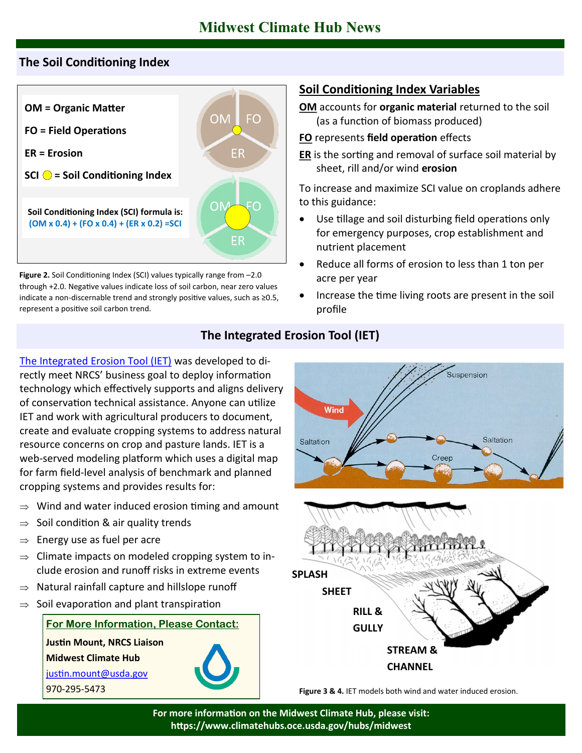## The Soil Conditioning Index

OM = Organic Matter

FO = Field Operations

ER = Erosion

SCI = Soil Conditioning Index

Soil Conditioning Index (SCI) formula is:
$(OM \times 0.4) + (FO \times 0.4) + (ER \times 0.2) = SCI$

OM
FO
ER

OM
FO
ER

**Figure 2.** Soil Conditioning Index (SCI) values typically range from –2.0 through +2.0. Negative values indicate loss of soil carbon, near zero values indicate a non-discernable trend and strongly positive values, such as ≥0.5, represent a positive soil carbon trend.

### Soil Conditioning Index Variables

**OM** accounts for **organic material** returned to the soil (as a function of biomass produced)

**FO** represents **field operation** effects

**ER** is the sorting and removal of surface soil material by sheet, rill and/or wind **erosion**

To increase and maximize SCI value on croplands adhere to this guidance:

- Use tillage and soil disturbing field operations only for emergency purposes, crop establishment and nutrient placement
- Reduce all forms of erosion to less than 1 ton per acre per year
- Increase the time living roots are present in the soil profile

## The Integrated Erosion Tool (IET)

The Integrated Erosion Tool (IET) was developed to directly meet NRCS' business goal to deploy information technology which effectively supports and aligns delivery of conservation technical assistance. Anyone can utilize IET and work with agricultural producers to document, create and evaluate cropping systems to address natural resource concerns on crop and pasture lands. IET is a web-served modeling platform which uses a digital map for farm field-level analysis of benchmark and planned cropping systems and provides results for:

- ⇒ Wind and water induced erosion timing and amount
- ⇒ Soil condition & air quality trends
- ⇒ Energy use as fuel per acre
- ⇒ Climate impacts on modeled cropping system to include erosion and runoff risks in extreme events
- ⇒ Natural rainfall capture and hillslope runoff
- ⇒ Soil evaporation and plant transpiration

Suspension
Wind
Saltation
Saltation
Creep

SPLASH
SHEET
RILL & GULLY
STREAM & CHANNEL

**Figure 3 & 4.** IET models both wind and water induced erosion.

**For More Information, Please Contact:**

**Justin Mount, NRCS Liaison**
**Midwest Climate Hub**
justin.mount@usda.gov
970-295-5473

**For more information on the Midwest Climate Hub, please visit:**
**https://www.climatehubs.oce.usda.gov/hubs/midwest**